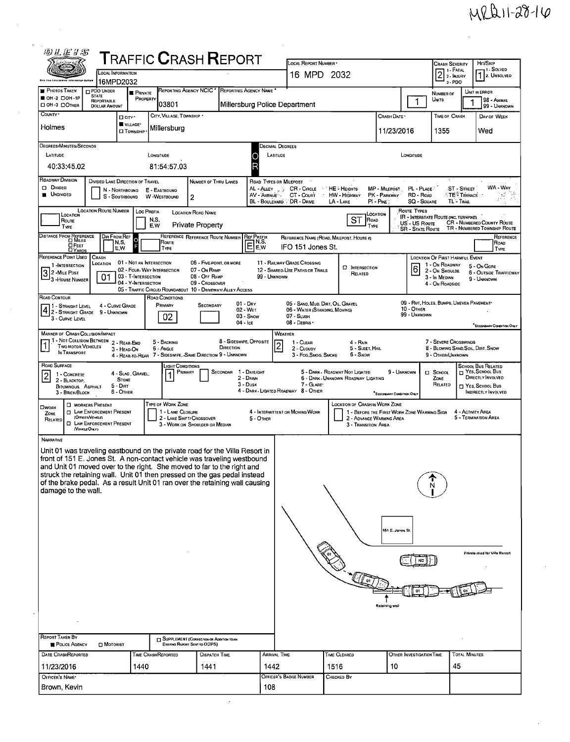MRQ11-28-16

# TRAFFIC CRASH REPORT

**Local Information:** 16MPD2032

**Local Report Number:** 16 MPD 2032

**Crash Severity:** 2 (1 - Fatal, 2 - Injury, 3 - PDO)

**Hit/Skip:** 1 (1 - Solved, 2 - Unsolved)

| Field | Value |
|---|---|
| Photos Taken | OH-2 / OH-1P / OH-3 / Other |
| PDO Under State Reportable Dollar Amount | |
| Private Property | ■ |
| Reporting Agency NCIC | 03801 |
| Reporting Agency Name | Millersburg Police Department |
| Number of Units | 1 |
| Unit in Error | 1 (98 - Animal, 99 - Unknown) |
| County | Holmes |
| City / Village / Township | Village: Millersburg |
| Crash Date | 11/23/2016 |
| Time of Crash | 1355 |
| Day of Week | Wed |

**Degrees/Minutes/Seconds**

| Latitude | Longitude |
|---|---|
| 40:33:45.02 | 81:54:57.03 |

**Decimal Degrees:** Latitude: — Longitude: —

| Field | Value |
|---|---|
| Roadway Division | Undivided |
| Divided Lane Direction of Travel | N - Northbound, S - Southbound, E - Eastbound, W - Westbound |
| Number of Thru Lanes | 2 |
| Location Road Name | Private Property |
| Location Road Type | ST |
| Distance from Reference | |
| Dir From Ref | F |
| Ref Prefix | E |
| Reference Name (Road, Milepost, House #) | IFO 151 Jones St. |
| Reference Point Used | 3 - House Number |
| Crash Location | 01 - Not an Intersection |
| Intersection Related | ☐ |
| Location of First Harmful Event | 6 - Outside Trafficway |
| Road Contour | 4 - Curve Grade |
| Road Conditions (Primary) | 02 - Wet |
| Manner of Crash Collision/Impact | 1 - Not Collision Between Two Motor Vehicles in Transport |
| Weather | 2 - Cloudy |
| Road Surface | 2 - Blacktop, Bituminous, Asphalt |
| Light Conditions (Primary) | 1 - Daylight |
| School Zone Related | ☐ |
| Work Zone Related | ☐ |

**Road Type codes:** AL - Alley, AV - Avenue, BL - Boulevard, CR - Circle, CT - Court, DR - Drive, HE - Heights, HW - Highway, LA - Lane, MP - Milepost, PK - Parkway, PI - Pike, PL - Place, RD - Road, SQ - Square, ST - Street, TE - Terrace, TL - Trail, WA - Way

**Route Types:** IR - Interstate Route (Inc. Turnpike), US - US Route, SR - State Route, CR - Numbered County Route, TR - Numbered Township Route

## Narrative

Unit 01 was traveling eastbound on the private road for the Villa Resort in front of 151 E. Jones St. A non-contact vehicle was traveling westbound and Unit 01 moved over to the right. She moved to far to the right and struck the retaining wall. Unit 01 then pressed on the gas pedal instead of the brake pedal. As a result Unit 01 ran over the retaining wall causing damage to the wall.

Diagram labels: N; 151 E. Jones St.; Private road for Villa Resort; NC; 01; Retaining wall

| Field | Value |
|---|---|
| Report Taken By | Police Agency |
| Supplement | ☐ |
| Date Crash Reported | 11/23/2016 |
| Time Crash Reported | 1440 |
| Dispatch Time | 1441 |
| Arrival Time | 1442 |
| Time Cleared | 1516 |
| Other Investigation Time | 10 |
| Total Minutes | 45 |
| Officer's Name | Brown, Kevin |
| Officer's Badge Number | 108 |
| Checked By | |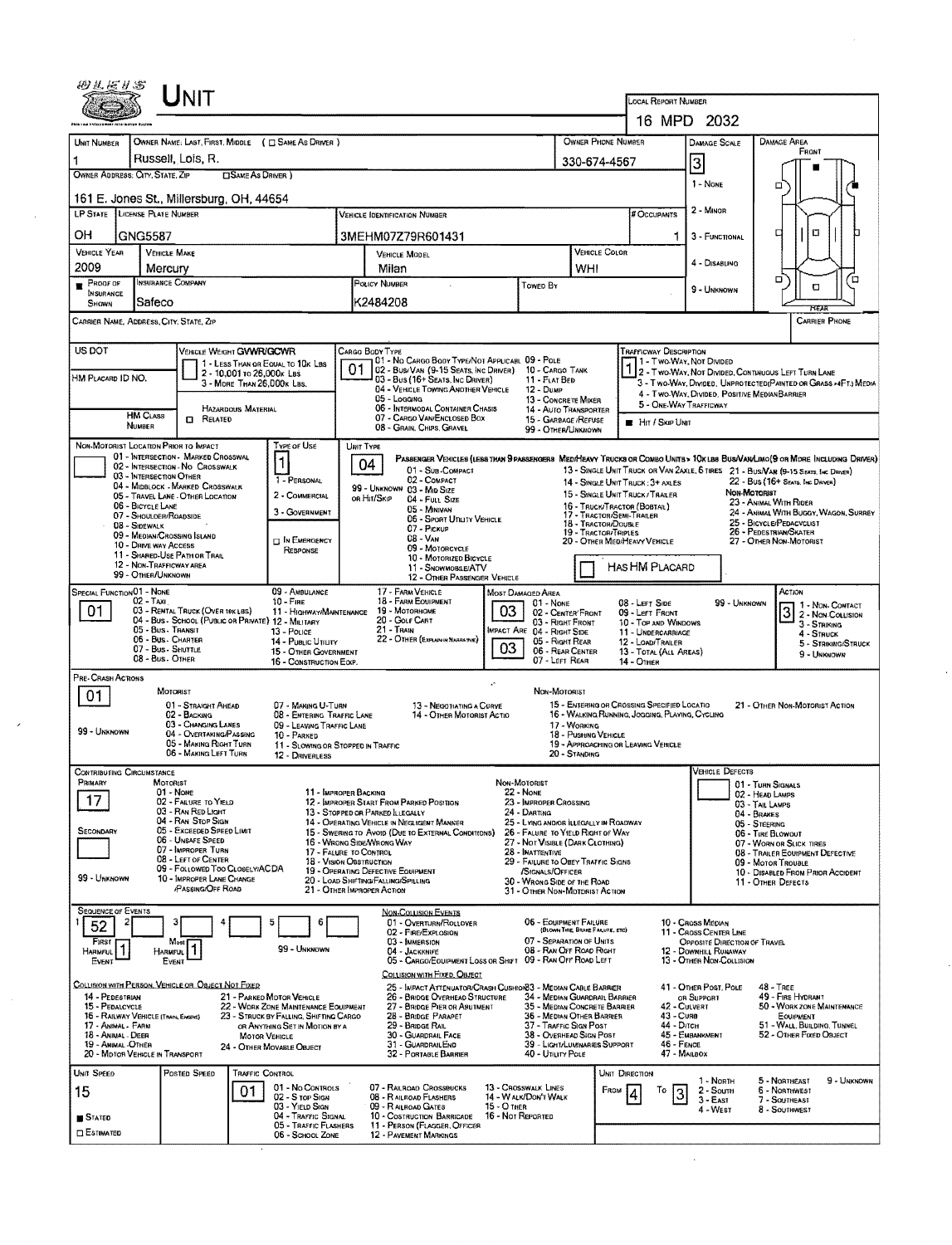# UNIT

**LOCAL REPORT NUMBER:** 16 MPD 2032

| UNIT NUMBER | OWNER NAME: LAST, FIRST, MIDDLE ( ☐ SAME AS DRIVER ) | OWNER PHONE NUMBER | DAMAGE SCALE | DAMAGE AREA |
|---|---|---|---|---|
| 1 | Russell, Lois, R. | 330-674-4567 | 3 | FRONT |

**OWNER ADDRESS: CITY, STATE, ZIP** ☐ SAME AS DRIVER
161 E. Jones St., Millersburg, OH, 44654

| LP STATE | LICENSE PLATE NUMBER | VEHICLE IDENTIFICATION NUMBER | # OCCUPANTS |
|---|---|---|---|
| OH | GNG5587 | 3MEHM07Z79R601431 | 1 |

| VEHICLE YEAR | VEHICLE MAKE | VEHICLE MODEL | VEHICLE COLOR |
|---|---|---|---|
| 2009 | Mercury | Milan | WHI |

| PROOF OF INSURANCE SHOWN | INSURANCE COMPANY | POLICY NUMBER | TOWED BY |
|---|---|---|---|
| ■ | Safeco | K2484208 | |

Damage Scale: 1 - None; 2 - Minor; 3 - Functional; 4 - Disabling; 9 - Unknown

CARRIER NAME, ADDRESS, CITY, STATE, ZIP — CARRIER PHONE

US DOT — HM PLACARD ID NO. — HM CLASS NUMBER — ☐ HAZARDOUS MATERIAL RELATED

**VEHICLE WEIGHT GVWR/GCWR:** 1 - Less Than or Equal to 10k Lbs; 2 - 10,001 to 26,000k Lbs; 3 - More Than 26,000k Lbs.

**CARGO BODY TYPE:** 01
01 - No Cargo Body Type/Not Applicable; 02 - Bus/Van (9-15 Seats, Inc Driver); 03 - Bus (16+ Seats, Inc Driver); 04 - Vehicle Towing Another Vehicle; 05 - Logging; 06 - Intermodal Container Chasis; 07 - Cargo Van/Enclosed Box; 08 - Grain, Chips, Gravel; 09 - Pole; 10 - Cargo Tank; 11 - Flat Bed; 12 - Dump; 13 - Concrete Mixer; 14 - Auto Transporter; 15 - Garbage/Refuse; 99 - Other/Unknown

**TRAFFICWAY DESCRIPTION:** 1
1 - Two-Way, Not Divided; 2 - Two-Way, Not Divided, Continuous Left Turn Lane; 3 - Two-Way, Divided, Unprotected (Painted or Grass >4Ft.) Media; 4 - Two-Way, Divided, Positive Median Barrier; 5 - One-Way Trafficway
■ Hit / Skip Unit

**NON-MOTORIST LOCATION PRIOR TO IMPACT:**
01 - Intersection - Marked Crosswalk; 02 - Intersection - No Crosswalk; 03 - Intersection Other; 04 - Midblock - Marked Crosswalk; 05 - Travel Lane - Other Location; 06 - Bicycle Lane; 07 - Shoulder/Roadside; 08 - Sidewalk; 09 - Median/Crossing Island; 10 - Drive Way Access; 11 - Shared-Use Path or Trail; 12 - Non-Trafficway Area; 99 - Other/Unknown

**TYPE OF USE:** 1
1 - Personal; 2 - Commercial; 3 - Government; ☐ In Emergency Response

**UNIT TYPE:** 04
Passenger Vehicles (less than 9 passengers): 01 - Sub-Compact; 02 - Compact; 99 - Unknown 03 - Mid Size or Hit/Skip; 04 - Full Size; 05 - Minivan; 06 - Sport Utility Vehicle; 07 - Pickup; 08 - Van; 09 - Motorcycle; 10 - Motorized Bicycle; 11 - Snowmobile/ATV; 12 - Other Passenger Vehicle
Med/Heavy Trucks or Combo Units > 10k lbs Bus/Van/Limo (9 or More Including Driver): 13 - Single Unit Truck or Van 2axle, 6 Tires; 14 - Single Unit Truck: 3+ Axles; 15 - Single Unit Truck/Trailer; 16 - Truck/Tractor (Bobtail); 17 - Tractor/Semi-Trailer; 18 - Tractor/Double; 19 - Tractor/Triples; 20 - Other Med/Heavy Vehicle; 21 - Bus/Van (9-15 Seats, Inc Driver); 22 - Bus (16+ Seats, Inc Driver)
Non-Motorist: 23 - Animal With Rider; 24 - Animal With Buggy, Wagon, Surrey; 25 - Bicycle/Pedacyclist; 26 - Pedestrian/Skater; 27 - Other Non-Motorist
☐ Has HM Placard

**SPECIAL FUNCTION:** 01
01 - None; 02 - Taxi; 03 - Rental Truck (Over 10k lbs); 04 - Bus - School (Public or Private); 05 - Bus - Transit; 06 - Bus - Charter; 07 - Bus - Shuttle; 08 - Bus - Other; 09 - Ambulance; 10 - Fire; 11 - Highway/Maintenance; 12 - Military; 13 - Police; 14 - Public Utility; 15 - Other Government; 16 - Construction Eqip.; 17 - Farm Vehicle; 18 - Farm Equipment; 19 - Motorhome; 20 - Golf Cart; 21 - Train; 22 - Other (Explain in Narrative)

**MOST DAMAGED AREA:** 03
**IMPACT AREA:** 03
01 - None; 02 - Center Front; 03 - Right Front; 04 - Right Side; 05 - Right Rear; 06 - Rear Center; 07 - Left Rear; 08 - Left Side; 09 - Left Front; 10 - Top and Windows; 11 - Undercarriage; 12 - Load/Trailer; 13 - Total (All Areas); 14 - Other; 99 - Unknown

**ACTION:** 3
1 - Non-Contact; 2 - Non Collision; 3 - Striking; 4 - Struck; 5 - Striking/Struck; 9 - Unknown

**PRE-CRASH ACTIONS:** 01
Motorist: 01 - Straight Ahead; 02 - Backing; 03 - Changing Lanes; 04 - Overtaking/Passing; 05 - Making Right Turn; 06 - Making Left Turn; 07 - Making U-Turn; 08 - Entering Traffic Lane; 09 - Leaving Traffic Lane; 10 - Parked; 11 - Slowing or Stopped in Traffic; 12 - Driverless; 13 - Negotiating a Curve; 14 - Other Motorist Actio
Non-Motorist: 15 - Entering or Crossing Specified Locatio; 16 - Walking, Running, Jogging, Playing, Cycling; 17 - Working; 18 - Pushing Vehicle; 19 - Approaching or Leaving Vehicle; 20 - Standing; 21 - Other Non-Motorist Action
99 - Unknown

**CONTRIBUTING CIRCUMSTANCE**
Primary: 17
Secondary: (blank)
Motorist: 01 - None; 02 - Failure to Yield; 03 - Ran Red Light; 04 - Ran Stop Sign; 05 - Exceeded Speed Limit; 06 - Unsafe Speed; 07 - Improper Turn; 08 - Left of Center; 09 - Followed Too Closely/ACDA; 10 - Improper Lane Change/Passing/Off Road; 11 - Improper Backing; 12 - Improper Start From Parked Position; 13 - Stopped or Parked Illegally; 14 - Operating Vehicle in Negligent Manner; 15 - Swering to Avoid (Due to External Conditions); 16 - Wrong Side/Wrong Way; 17 - Failure to Control; 18 - Vision Obstruction; 19 - Operating Defective Equipment; 20 - Load Shifting/Falling/Spilling; 21 - Other Improper Action
Non-Motorist: 22 - None; 23 - Improper Crossing; 24 - Darting; 25 - Lying and/or Illegally in Roadway; 26 - Failure to Yield Right of Way; 27 - Not Visible (Dark Clothing); 28 - Inattentive; 29 - Failure to Obey Traffic Signs/Signals/Officer; 30 - Wrong Side of the Road; 31 - Other Non-Motorist Action
99 - Unknown

**VEHICLE DEFECTS:** 01 - Turn Signals; 02 - Head Lamps; 03 - Tail Lamps; 04 - Brakes; 05 - Steering; 06 - Tire Blowout; 07 - Worn or Slick Tires; 08 - Trailer Equipment Defective; 09 - Motor Trouble; 10 - Disabled From Prior Accident; 11 - Other Defects

**SEQUENCE OF EVENTS:** 1: 52
First Harmful Event: 1; Most Harmful Event: 1
99 - Unknown

Non-Collision Events: 01 - Overturn/Rollover; 02 - Fire/Explosion; 03 - Immersion; 04 - Jackknife; 05 - Cargo/Equipment Loss or Shift; 06 - Equipment Failure (Blown Tire, Brake Failure, etc); 07 - Separation of Units; 08 - Ran Off Road Right; 09 - Ran Off Road Left; 10 - Cross Median; 11 - Cross Center Line Opposite Direction of Travel; 12 - Downhill Runaway; 13 - Other Non-Collision

Collision with Person, Vehicle or Object Not Fixed: 14 - Pedestrian; 15 - Pedalcycle; 16 - Railway Vehicle (Train, Engine); 17 - Animal - Farm; 18 - Animal - Deer; 19 - Animal - Other; 20 - Motor Vehicle in Transport; 21 - Parked Motor Vehicle; 22 - Work Zone Maintenance Equipment; 23 - Struck by Falling, Shifting Cargo or Anything Set in Motion by a Motor Vehicle; 24 - Other Movable Object

Collision with Fixed, Object: 25 - Impact Attenuator/Crash Cushion; 26 - Bridge Overhead Structure; 27 - Bridge Pier or Abutment; 28 - Bridge Parapet; 29 - Bridge Rail; 30 - Guardrail Face; 31 - Guardrail End; 32 - Portable Barrier; 33 - Median Cable Barrier; 34 - Median Guardrail Barrier; 35 - Median Concrete Barrier; 36 - Median Other Barrier; 37 - Traffic Sign Post; 38 - Overhead Sign Post; 39 - Light/Luminaries Support; 40 - Utility Pole; 41 - Other Post, Pole or Support; 42 - Culvert; 43 - Curb; 44 - Ditch; 45 - Embankment; 46 - Fence; 47 - Mailbox; 48 - Tree; 49 - Fire Hydrant; 50 - Work Zone Maintenance Equipment; 51 - Wall, Building, Tunnel; 52 - Other Fixed Object

| UNIT SPEED | POSTED SPEED | TRAFFIC CONTROL | UNIT DIRECTION |
|---|---|---|---|
| 15 | | 01 | From 4 To 3 |

■ Stated ☐ Estimated

Traffic Control: 01 - No Controls; 02 - Stop Sign; 03 - Yield Sign; 04 - Traffic Signal; 05 - Traffic Flashers; 06 - School Zone; 07 - Railroad Crossbucks; 08 - Railroad Flashers; 09 - Railroad Gates; 10 - Costruction Barricade; 11 - Person (Flagger, Officer); 12 - Pavement Markings; 13 - Crosswalk Lines; 14 - Walk/Don't Walk; 15 - Other; 16 - Not Reported

Unit Direction: 1 - North; 2 - South; 3 - East; 4 - West; 5 - Northeast; 6 - Northwest; 7 - Southeast; 8 - Southwest; 9 - Unknown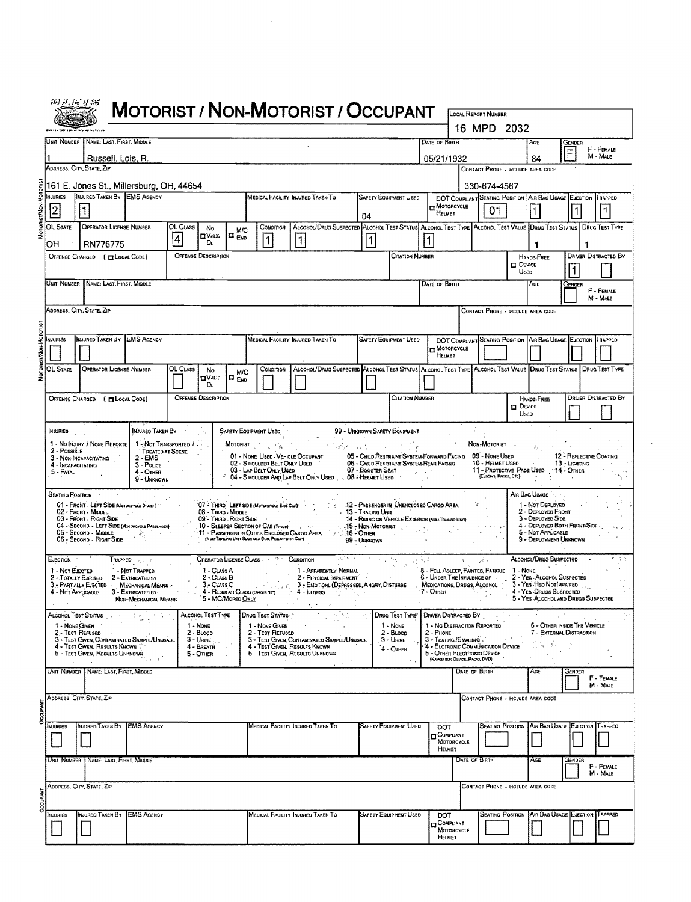# MOTORIST / NON-MOTORIST / OCCUPANT

LOCAL REPORT NUMBER: 16 MPD 2032

## MOTORIST/NON-MOTORIST

| UNIT NUMBER | NAME: LAST, FIRST, MIDDLE | DATE OF BIRTH | AGE | GENDER (F - FEMALE, M - MALE) |
|---|---|---|---|---|
| 1 | Russell, Lois, R. | 05/21/1932 | 84 | F |

| ADDRESS, CITY, STATE, ZIP | CONTACT PHONE - INCLUDE AREA CODE |
|---|---|
| 161 E. Jones St., Millersburg, OH, 44654 | 330-674-4567 |

| INJURIES | INJURED TAKEN BY | EMS AGENCY | MEDICAL FACILITY INJURED TAKEN TO | SAFETY EQUIPMENT USED | DOT COMPLIANT MOTORCYCLE HELMET | SEATING POSITION | AIR BAG USAGE | EJECTION | TRAPPED |
|---|---|---|---|---|---|---|---|---|---|
| 2 | 1 | | | 04 | | 01 | 1 | 1 | 1 |

| OL STATE | OPERATOR LICENSE NUMBER | OL CLASS | NO VALID DL | M/C END | CONDITION | ALCOHOL/DRUG SUSPECTED | ALCOHOL TEST STATUS | ALCOHOL TEST TYPE | ALCOHOL TEST VALUE | DRUG TEST STATUS | DRUG TEST TYPE |
|---|---|---|---|---|---|---|---|---|---|---|---|
| OH | RN776775 | 4 | | | 1 | 1 | 1 | 1 | | 1 | 1 |

| OFFENSE CHARGED (LOCAL CODE) | OFFENSE DESCRIPTION | CITATION NUMBER | HANDS-FREE DEVICE USED | DRIVER DISTRACTED BY |
|---|---|---|---|---|
| | | | | 1 |

## MOTORIST/NON-MOTORIST

| UNIT NUMBER | NAME: LAST, FIRST, MIDDLE | DATE OF BIRTH | AGE | GENDER (F - FEMALE, M - MALE) |
|---|---|---|---|---|
| | | | | |

| ADDRESS, CITY, STATE, ZIP | CONTACT PHONE - INCLUDE AREA CODE |
|---|---|
| | |

| INJURIES | INJURED TAKEN BY | EMS AGENCY | MEDICAL FACILITY INJURED TAKEN TO | SAFETY EQUIPMENT USED | DOT COMPLIANT MOTORCYCLE HELMET | SEATING POSITION | AIR BAG USAGE | EJECTION | TRAPPED |
|---|---|---|---|---|---|---|---|---|---|
| | | | | | | | | | |

| OL STATE | OPERATOR LICENSE NUMBER | OL CLASS | NO VALID DL | M/C END | CONDITION | ALCOHOL/DRUG SUSPECTED | ALCOHOL TEST STATUS | ALCOHOL TEST TYPE | ALCOHOL TEST VALUE | DRUG TEST STATUS | DRUG TEST TYPE |
|---|---|---|---|---|---|---|---|---|---|---|---|
| | | | | | | | | | | | |

| OFFENSE CHARGED (LOCAL CODE) | OFFENSE DESCRIPTION | CITATION NUMBER | HANDS-FREE DEVICE USED | DRIVER DISTRACTED BY |
|---|---|---|---|---|
| | | | | |

## Codes

**INJURIES:** 1 - No Injury / None Reported; 2 - Possible; 3 - Non-Incapacitating; 4 - Incapacitating; 5 - Fatal

**INJURED TAKEN BY:** 1 - Not Transported / Treated at Scene; 2 - EMS; 3 - Police; 4 - Other; 9 - Unknown

**SAFETY EQUIPMENT USED:**
- Motorist: 01 - None Used - Vehicle Occupant; 02 - Shoulder Belt Only Used; 03 - Lap Belt Only Used; 04 - Shoulder and Lap Belt Only Used
- 05 - Child Restraint System-Forward Facing; 06 - Child Restraint System-Rear Facing; 07 - Booster Seat; 08 - Helmet Used
- 99 - Unknown Safety Equipment
- Non-Motorist: 09 - None Used; 10 - Helmet Used; 11 - Protective Pads Used (Elbows, Knees, Etc); 12 - Reflective Coating; 13 - Lighting; 14 - Other

**SEATING POSITION:** 01 - Front - Left Side (Motorcycle Driver); 02 - Front - Middle; 03 - Front - Right Side; 04 - Second - Left Side (Motorcycle Passenger); 05 - Second - Middle; 06 - Second - Right Side; 07 - Third - Left Side (Motorcycle Side Car); 08 - Third - Middle; 09 - Third - Right Side; 10 - Sleeper Section of Cab (Truck); 11 - Passenger in Other Enclosed Cargo Area (Non-Trailing Unit Such as a Bus, Pick-up with Cap); 12 - Passenger in Unenclosed Cargo Area; 13 - Trailing Unit; 14 - Riding on Vehicle Exterior (Non-Trailing Unit); 15 - Non-Motorist; 16 - Other; 99 - Unknown

**AIR BAG USAGE:** 1 - Not Deployed; 2 - Deployed Front; 3 - Deployed Side; 4 - Deployed Both Front/Side; 5 - Not Applicable; 9 - Deployment Unknown

**EJECTION:** 1 - Not Ejected; 2 - Totally Ejected; 3 - Partially Ejected; 4 - Not Applicable

**TRAPPED:** 1 - Not Trapped; 2 - Extricated by Mechanical Means; 3 - Extricated by Non-Mechanical Means

**OPERATOR LICENSE CLASS:** 1 - Class A; 2 - Class B; 3 - Class C; 4 - Regular Class (Ohio is "D"); 5 - MC/Moped Only

**CONDITION:** 1 - Apparently Normal; 2 - Physical Impairment; 3 - Emotional (Depressed, Angry, Disturbed); 4 - Illness; 5 - Fell Asleep, Fainted, Fatigue; 6 - Under the Influence of Medications, Drugs, Alcohol; 7 - Other

**ALCOHOL/DRUG SUSPECTED:** 1 - None; 2 - Yes - Alcohol Suspected; 3 - Yes - HBD Not Impaired; 4 - Yes - Drugs Suspected; 5 - Yes - Alcohol and Drugs Suspected

**ALCOHOL TEST STATUS:** 1 - None Given; 2 - Test Refused; 3 - Test Given, Contaminated Sample/Unusable; 4 - Test Given, Results Known; 5 - Test Given, Results Unknown

**ALCOHOL TEST TYPE:** 1 - None; 2 - Blood; 3 - Urine; 4 - Breath; 5 - Other

**DRUG TEST STATUS:** 1 - None Given; 2 - Test Refused; 3 - Test Given, Contaminated Sample/Unusable; 4 - Test Given, Results Known; 5 - Test Given, Results Unknown

**DRUG TEST TYPE:** 1 - None; 2 - Blood; 3 - Urine; 4 - Other

**DRIVER DISTRACTED BY:** 1 - No Distraction Reported; 2 - Phone; 3 - Texting/Emailing; 4 - Electronic Communication Device; 5 - Other Electronic Device (Navigation Device, Radio, DVD); 6 - Other Inside the Vehicle; 7 - External Distraction

## OCCUPANT

| UNIT NUMBER | NAME: LAST, FIRST, MIDDLE | DATE OF BIRTH | AGE | GENDER (F - FEMALE, M - MALE) |
|---|---|---|---|---|
| | | | | |

| ADDRESS, CITY, STATE, ZIP | CONTACT PHONE - INCLUDE AREA CODE |
|---|---|
| | |

| INJURIES | INJURED TAKEN BY | EMS AGENCY | MEDICAL FACILITY INJURED TAKEN TO | SAFETY EQUIPMENT USED | DOT COMPLIANT MOTORCYCLE HELMET | SEATING POSITION | AIR BAG USAGE | EJECTION | TRAPPED |
|---|---|---|---|---|---|---|---|---|---|
| | | | | | | | | | |

## OCCUPANT

| UNIT NUMBER | NAME: LAST, FIRST, MIDDLE | DATE OF BIRTH | AGE | GENDER (F - FEMALE, M - MALE) |
|---|---|---|---|---|
| | | | | |

| ADDRESS, CITY, STATE, ZIP | CONTACT PHONE - INCLUDE AREA CODE |
|---|---|
| | |

| INJURIES | INJURED TAKEN BY | EMS AGENCY | MEDICAL FACILITY INJURED TAKEN TO | SAFETY EQUIPMENT USED | DOT COMPLIANT MOTORCYCLE HELMET | SEATING POSITION | AIR BAG USAGE | EJECTION | TRAPPED |
|---|---|---|---|---|---|---|---|---|---|
| | | | | | | | | | |